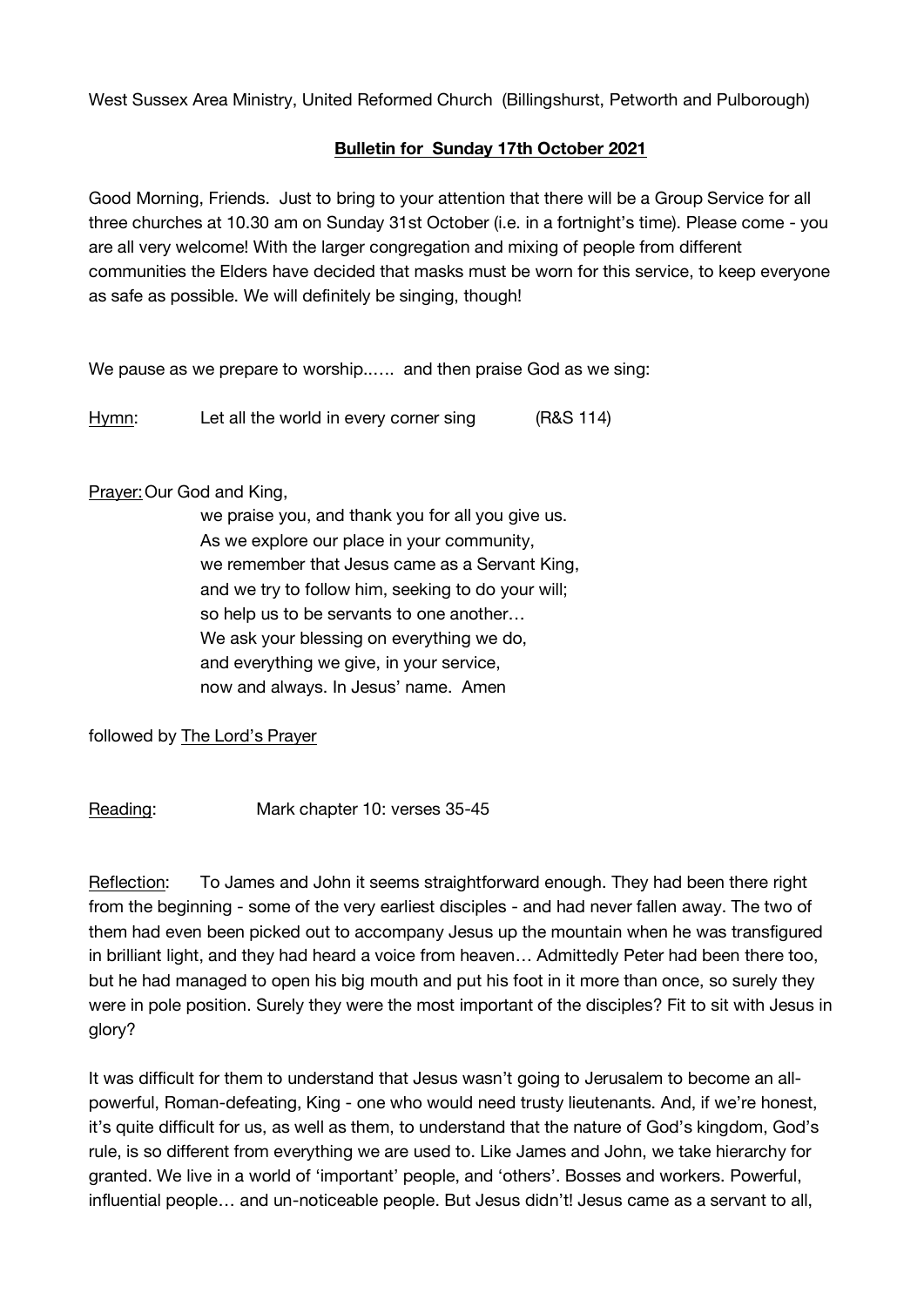West Sussex Area Ministry, United Reformed Church (Billingshurst, Petworth and Pulborough)

**Bulletin for Sunday 17th October 2021**

Good Morning, Friends. Just to bring to your attention that there will be a Group Service for all three churches at 10.30 am on Sunday 31st October (i.e. in a fortnight's time). Please come - you are all very welcome! With the larger congregation and mixing of people from different communities the Elders have decided that masks must be worn for this service, to keep everyone as safe as possible. We will definitely be singing, though!

We pause as we prepare to worship...... and then praise God as we sing:

Hymn: Let all the world in every corner sing (R&S 114)

Prayer: Our God and King,
we praise you, and thank you for all you give us.
As we explore our place in your community,
we remember that Jesus came as a Servant King,
and we try to follow him, seeking to do your will;
so help us to be servants to one another…
We ask your blessing on everything we do,
and everything we give, in your service,
now and always. In Jesus' name. Amen

followed by The Lord's Prayer

Reading: Mark chapter 10: verses 35-45

Reflection: To James and John it seems straightforward enough. They had been there right from the beginning - some of the very earliest disciples - and had never fallen away. The two of them had even been picked out to accompany Jesus up the mountain when he was transfigured in brilliant light, and they had heard a voice from heaven… Admittedly Peter had been there too, but he had managed to open his big mouth and put his foot in it more than once, so surely they were in pole position. Surely they were the most important of the disciples? Fit to sit with Jesus in glory?

It was difficult for them to understand that Jesus wasn't going to Jerusalem to become an all-powerful, Roman-defeating, King - one who would need trusty lieutenants. And, if we're honest, it's quite difficult for us, as well as them, to understand that the nature of God's kingdom, God's rule, is so different from everything we are used to. Like James and John, we take hierarchy for granted. We live in a world of 'important' people, and 'others'. Bosses and workers. Powerful, influential people… and un-noticeable people. But Jesus didn't! Jesus came as a servant to all,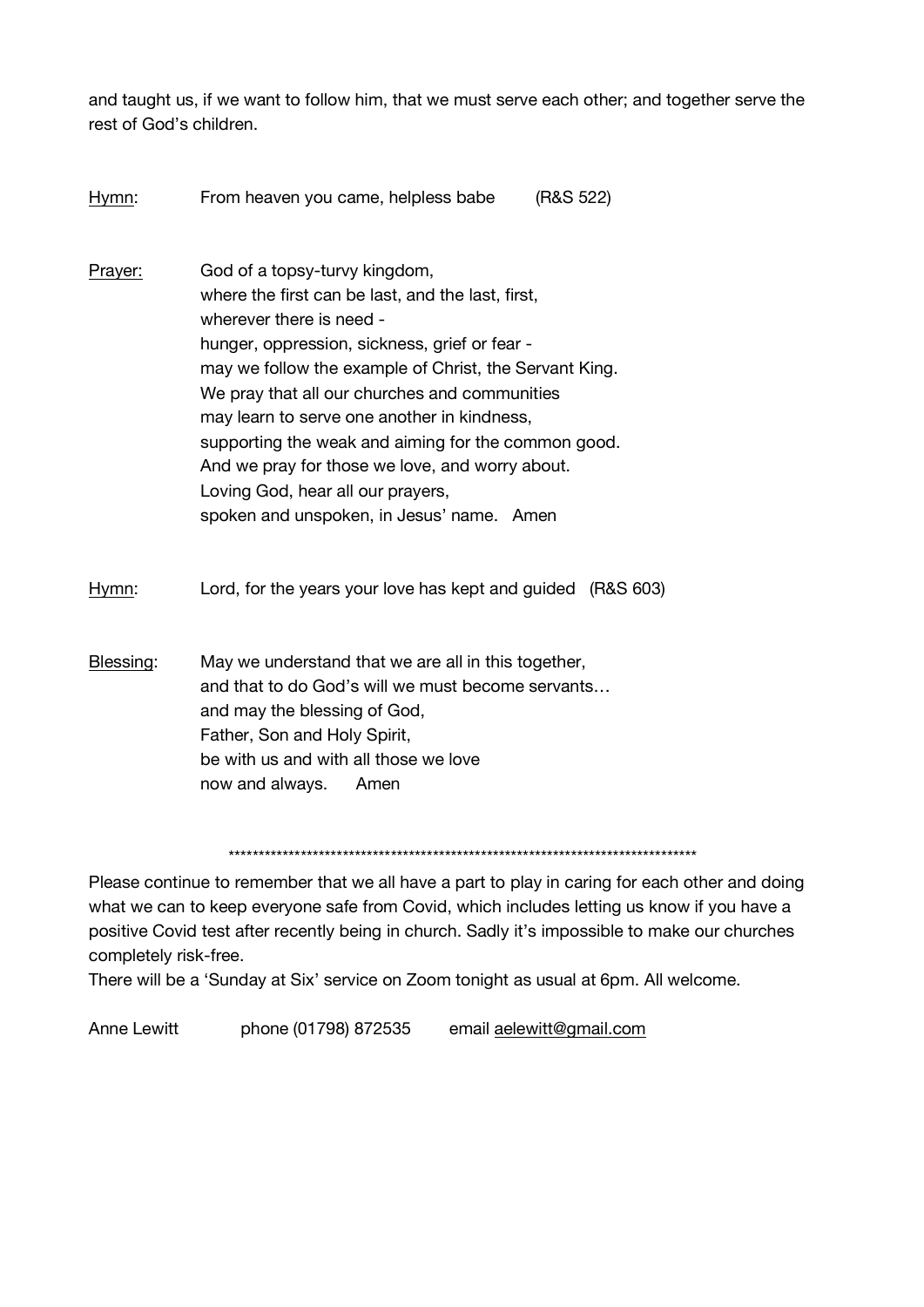and taught us, if we want to follow him, that we must serve each other; and together serve the rest of God's children.

<u>Hymn</u>: From heaven you came, helpless babe (R&S 522)

<u>Prayer:</u> God of a topsy-turvy kingdom,
where the first can be last, and the last, first,
wherever there is need -
hunger, oppression, sickness, grief or fear -
may we follow the example of Christ, the Servant King.
We pray that all our churches and communities
may learn to serve one another in kindness,
supporting the weak and aiming for the common good.
And we pray for those we love, and worry about.
Loving God, hear all our prayers,
spoken and unspoken, in Jesus' name. Amen

<u>Hymn</u>: Lord, for the years your love has kept and guided (R&S 603)

<u>Blessing</u>: May we understand that we are all in this together,
and that to do God's will we must become servants…
and may the blessing of God,
Father, Son and Holy Spirit,
be with us and with all those we love
now and always. Amen

********************************************************************************

Please continue to remember that we all have a part to play in caring for each other and doing what we can to keep everyone safe from Covid, which includes letting us know if you have a positive Covid test after recently being in church. Sadly it's impossible to make our churches completely risk-free.
There will be a 'Sunday at Six' service on Zoom tonight as usual at 6pm. All welcome.

Anne Lewitt phone (01798) 872535 email aelewitt@gmail.com